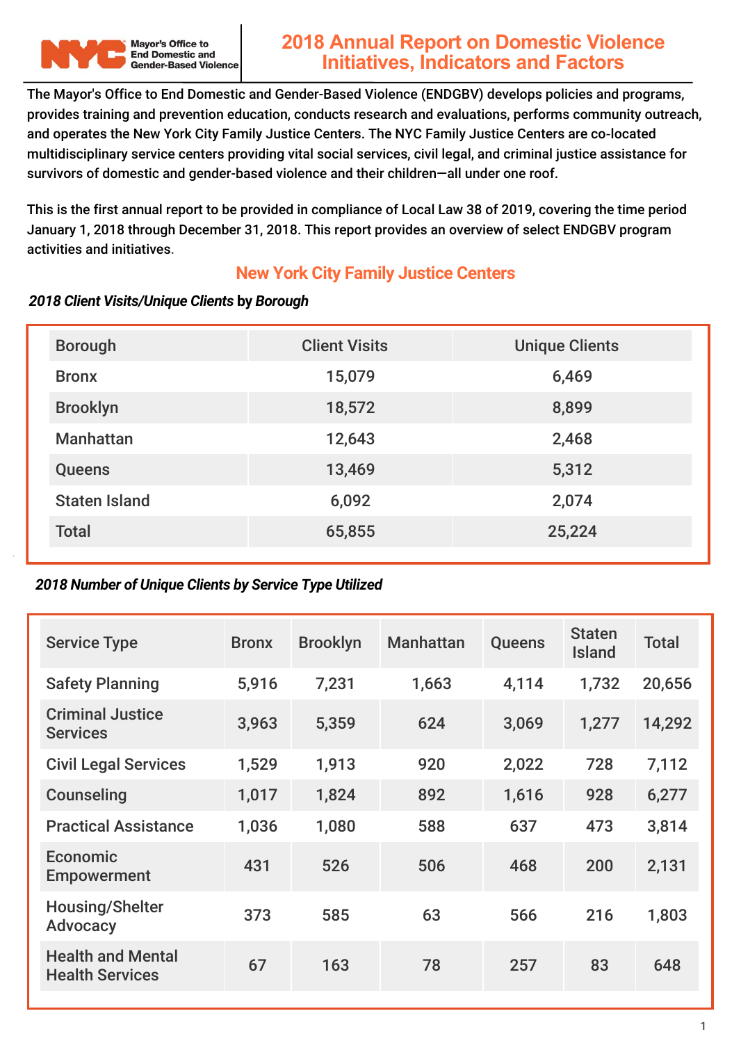Mayor's Office to End Domestic and Gender-Based Violence

# 2018 Annual Report on Domestic Violence Initiatives, Indicators and Factors

The Mayor's Office to End Domestic and Gender-Based Violence (ENDGBV) develops policies and programs, provides training and prevention education, conducts research and evaluations, performs community outreach, and operates the New York City Family Justice Centers. The NYC Family Justice Centers are co-located multidisciplinary service centers providing vital social services, civil legal, and criminal justice assistance for survivors of domestic and gender-based violence and their children—all under one roof.

This is the first annual report to be provided in compliance of Local Law 38 of 2019, covering the time period January 1, 2018 through December 31, 2018. This report provides an overview of select ENDGBV program activities and initiatives.

## New York City Family Justice Centers

***2018 Client Visits/Unique Clients* by *Borough***

| Borough | Client Visits | Unique Clients |
|---|---|---|
| Bronx | 15,079 | 6,469 |
| Brooklyn | 18,572 | 8,899 |
| Manhattan | 12,643 | 2,468 |
| Queens | 13,469 | 5,312 |
| Staten Island | 6,092 | 2,074 |
| Total | 65,855 | 25,224 |

***2018 Number of Unique Clients by Service Type Utilized***

| Service Type | Bronx | Brooklyn | Manhattan | Queens | Staten Island | Total |
|---|---|---|---|---|---|---|
| Safety Planning | 5,916 | 7,231 | 1,663 | 4,114 | 1,732 | 20,656 |
| Criminal Justice Services | 3,963 | 5,359 | 624 | 3,069 | 1,277 | 14,292 |
| Civil Legal Services | 1,529 | 1,913 | 920 | 2,022 | 728 | 7,112 |
| Counseling | 1,017 | 1,824 | 892 | 1,616 | 928 | 6,277 |
| Practical Assistance | 1,036 | 1,080 | 588 | 637 | 473 | 3,814 |
| Economic Empowerment | 431 | 526 | 506 | 468 | 200 | 2,131 |
| Housing/Shelter Advocacy | 373 | 585 | 63 | 566 | 216 | 1,803 |
| Health and Mental Health Services | 67 | 163 | 78 | 257 | 83 | 648 |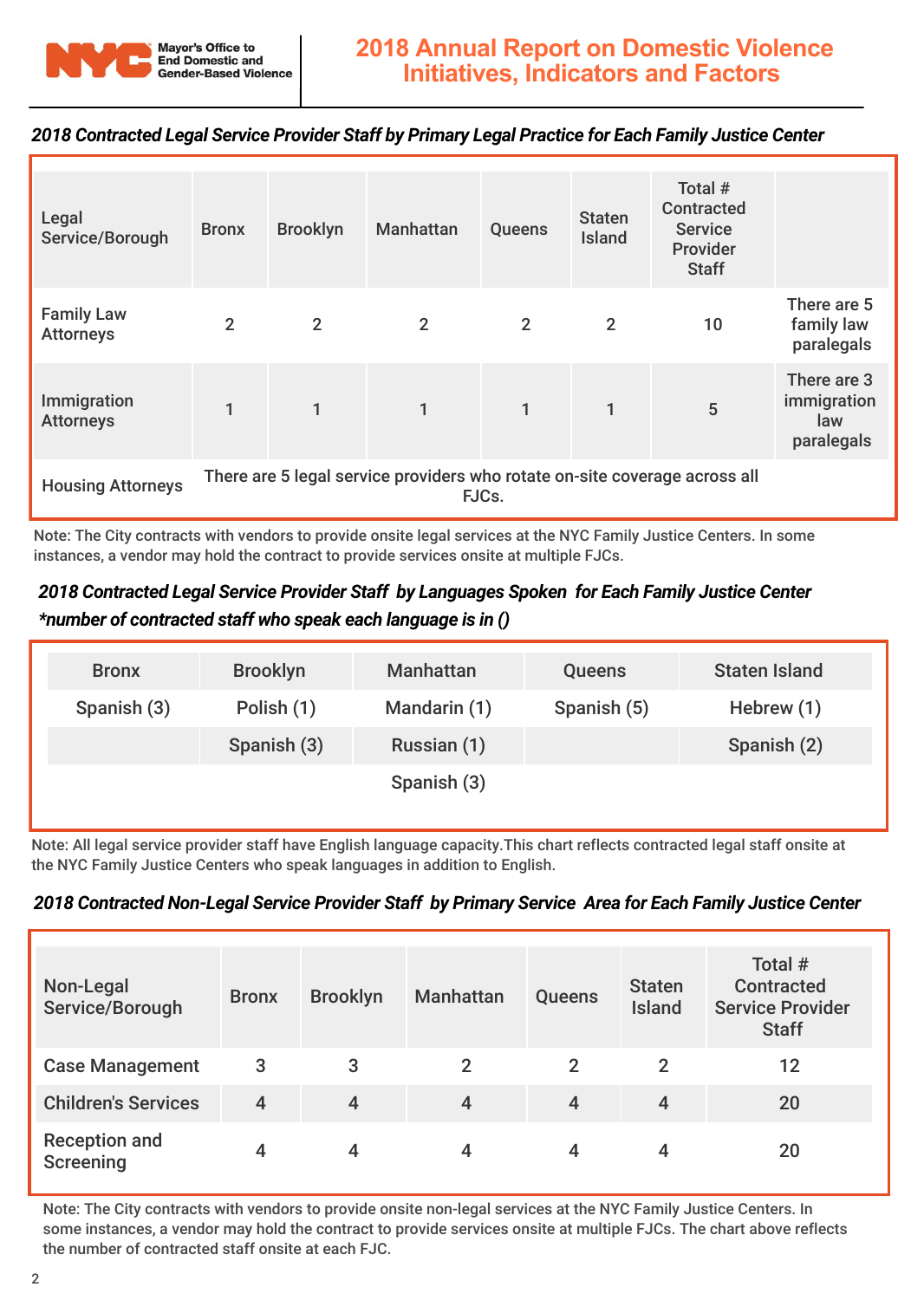### *2018 Contracted Legal Service Provider Staff by Primary Legal Practice for Each Family Justice Center*

| Legal Service/Borough | Bronx | Brooklyn | Manhattan | Queens | Staten Island | Total # Contracted Service Provider Staff | |
|---|---|---|---|---|---|---|---|
| Family Law Attorneys | 2 | 2 | 2 | 2 | 2 | 10 | There are 5 family law paralegals |
| Immigration Attorneys | 1 | 1 | 1 | 1 | 1 | 5 | There are 3 immigration law paralegals |
| Housing Attorneys | There are 5 legal service providers who rotate on-site coverage across all FJCs. | | | | | | |

Note: The City contracts with vendors to provide onsite legal services at the NYC Family Justice Centers. In some instances, a vendor may hold the contract to provide services onsite at multiple FJCs.

### *2018 Contracted Legal Service Provider Staff by Languages Spoken for Each Family Justice Center \*number of contracted staff who speak each language is in ()*

| Bronx | Brooklyn | Manhattan | Queens | Staten Island |
|---|---|---|---|---|
| Spanish (3) | Polish (1) | Mandarin (1) | Spanish (5) | Hebrew (1) |
| | Spanish (3) | Russian (1) | | Spanish (2) |
| | | Spanish (3) | | |

Note: All legal service provider staff have English language capacity.This chart reflects contracted legal staff onsite at the NYC Family Justice Centers who speak languages in addition to English.

### *2018 Contracted Non-Legal Service Provider Staff by Primary Service Area for Each Family Justice Center*

| Non-Legal Service/Borough | Bronx | Brooklyn | Manhattan | Queens | Staten Island | Total # Contracted Service Provider Staff |
|---|---|---|---|---|---|---|
| Case Management | 3 | 3 | 2 | 2 | 2 | 12 |
| Children's Services | 4 | 4 | 4 | 4 | 4 | 20 |
| Reception and Screening | 4 | 4 | 4 | 4 | 4 | 20 |

Note: The City contracts with vendors to provide onsite non-legal services at the NYC Family Justice Centers. In some instances, a vendor may hold the contract to provide services onsite at multiple FJCs. The chart above reflects the number of contracted staff onsite at each FJC.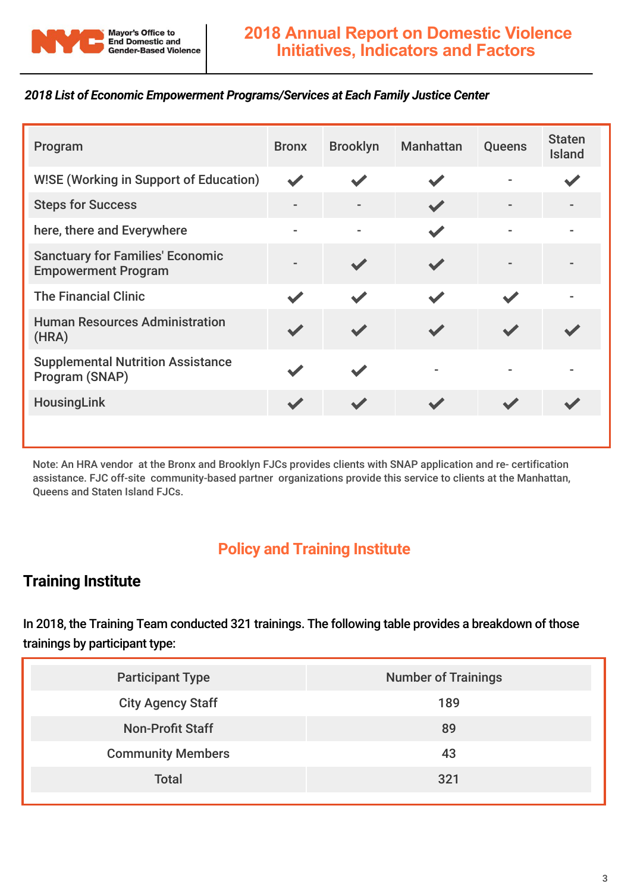*2018 List of Economic Empowerment Programs/Services at Each Family Justice Center*

| Program | Bronx | Brooklyn | Manhattan | Queens | Staten Island |
|---|---|---|---|---|---|
| W!SE (Working in Support of Education) | ✔ | ✔ | ✔ | - | ✔ |
| Steps for Success | - | - | ✔ | - | - |
| here, there and Everywhere | - | - | ✔ | - | - |
| Sanctuary for Families' Economic Empowerment Program | - | ✔ | ✔ | - | - |
| The Financial Clinic | ✔ | ✔ | ✔ | ✔ | - |
| Human Resources Administration (HRA) | ✔ | ✔ | ✔ | ✔ | ✔ |
| Supplemental Nutrition Assistance Program (SNAP) | ✔ | ✔ | - | - | - |
| HousingLink | ✔ | ✔ | ✔ | ✔ | ✔ |

Note: An HRA vendor at the Bronx and Brooklyn FJCs provides clients with SNAP application and re- certification assistance. FJC off-site community-based partner organizations provide this service to clients at the Manhattan, Queens and Staten Island FJCs.

## Policy and Training Institute

### Training Institute

In 2018, the Training Team conducted 321 trainings. The following table provides a breakdown of those trainings by participant type:

| Participant Type | Number of Trainings |
|---|---|
| City Agency Staff | 189 |
| Non-Profit Staff | 89 |
| Community Members | 43 |
| Total | 321 |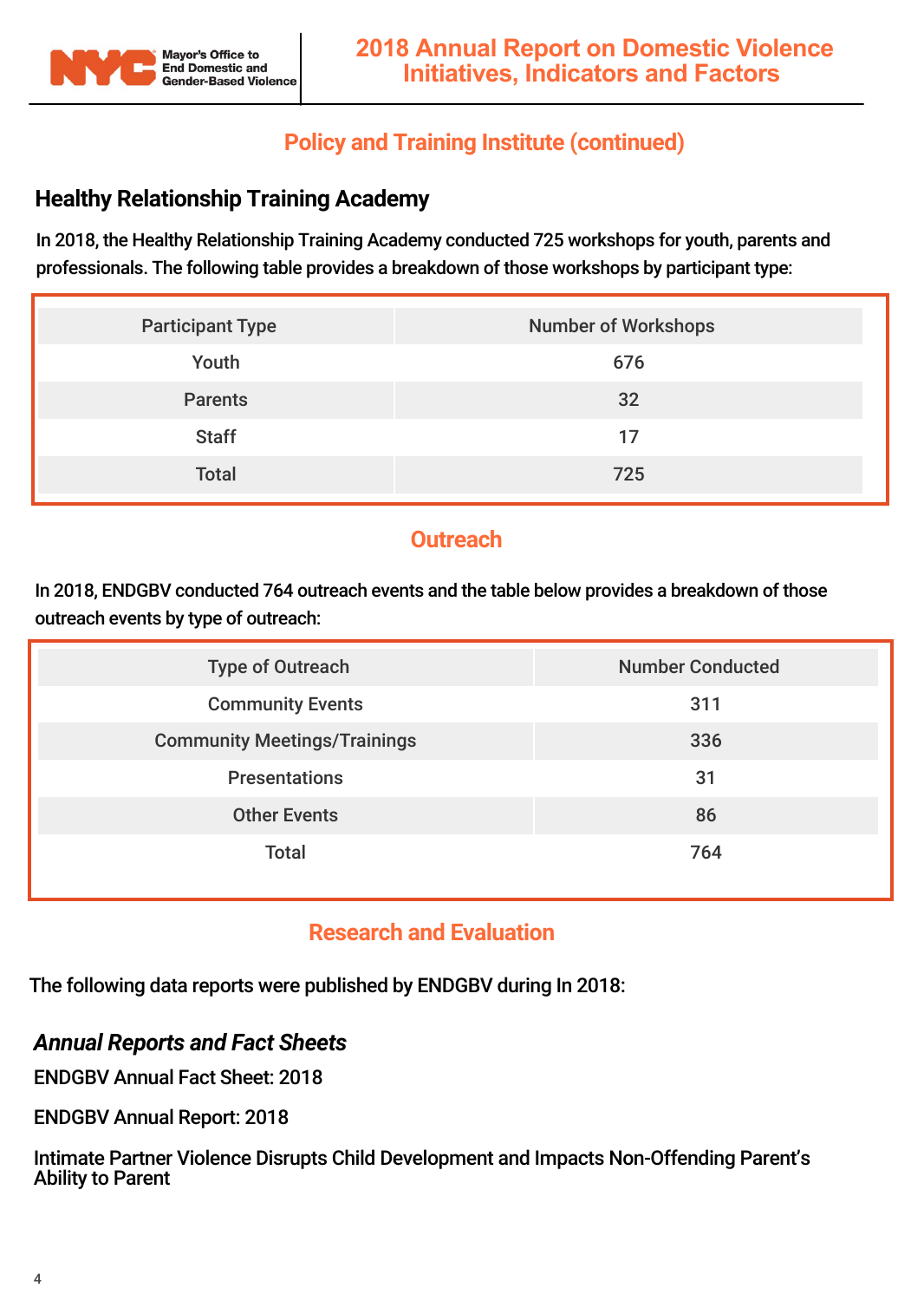## Policy and Training Institute (continued)

### Healthy Relationship Training Academy

In 2018, the Healthy Relationship Training Academy conducted 725 workshops for youth, parents and professionals. The following table provides a breakdown of those workshops by participant type:

| Participant Type | Number of Workshops |
|---|---|
| Youth | 676 |
| Parents | 32 |
| Staff | 17 |
| Total | 725 |

## Outreach

In 2018, ENDGBV conducted 764 outreach events and the table below provides a breakdown of those outreach events by type of outreach:

| Type of Outreach | Number Conducted |
|---|---|
| Community Events | 311 |
| Community Meetings/Trainings | 336 |
| Presentations | 31 |
| Other Events | 86 |
| Total | 764 |

## Research and Evaluation

The following data reports were published by ENDGBV during In 2018:

### *Annual Reports and Fact Sheets*

ENDGBV Annual Fact Sheet: 2018

ENDGBV Annual Report: 2018

Intimate Partner Violence Disrupts Child Development and Impacts Non-Offending Parent's Ability to Parent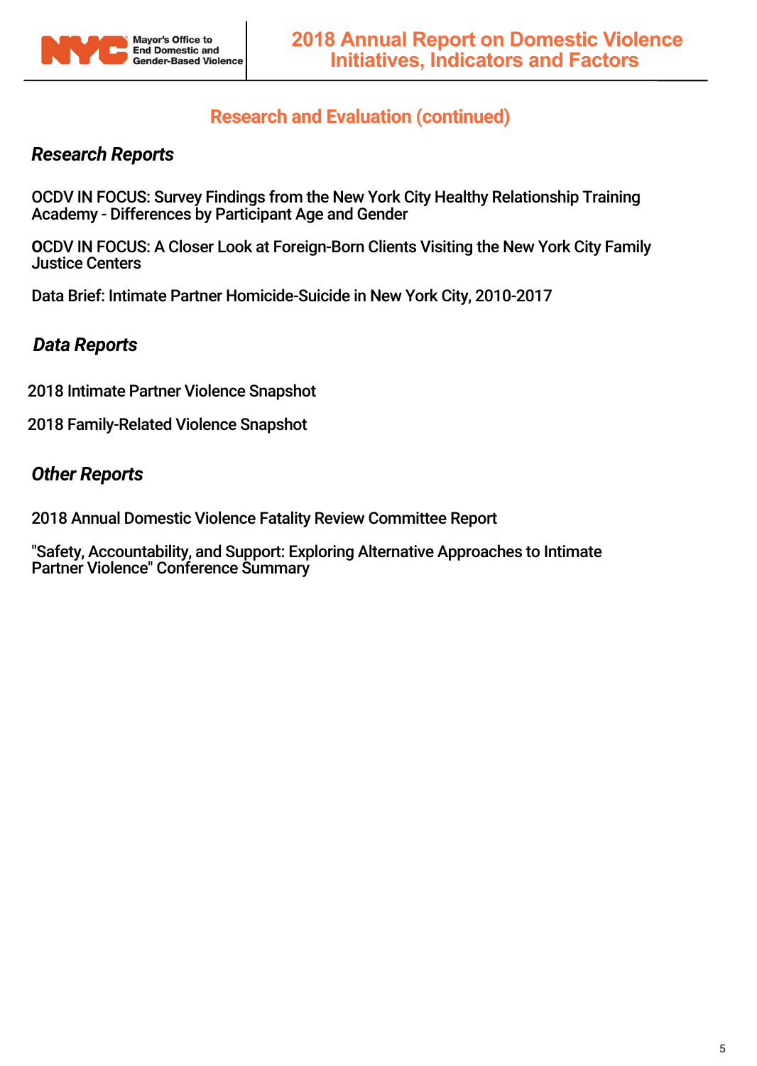## Research and Evaluation (continued)

### *Research Reports*

OCDV IN FOCUS: Survey Findings from the New York City Healthy Relationship Training Academy - Differences by Participant Age and Gender

OCDV IN FOCUS: A Closer Look at Foreign-Born Clients Visiting the New York City Family Justice Centers

Data Brief: Intimate Partner Homicide-Suicide in New York City, 2010-2017

### *Data Reports*

2018 Intimate Partner Violence Snapshot

2018 Family-Related Violence Snapshot

### *Other Reports*

2018 Annual Domestic Violence Fatality Review Committee Report

"Safety, Accountability, and Support: Exploring Alternative Approaches to Intimate Partner Violence" Conference Summary